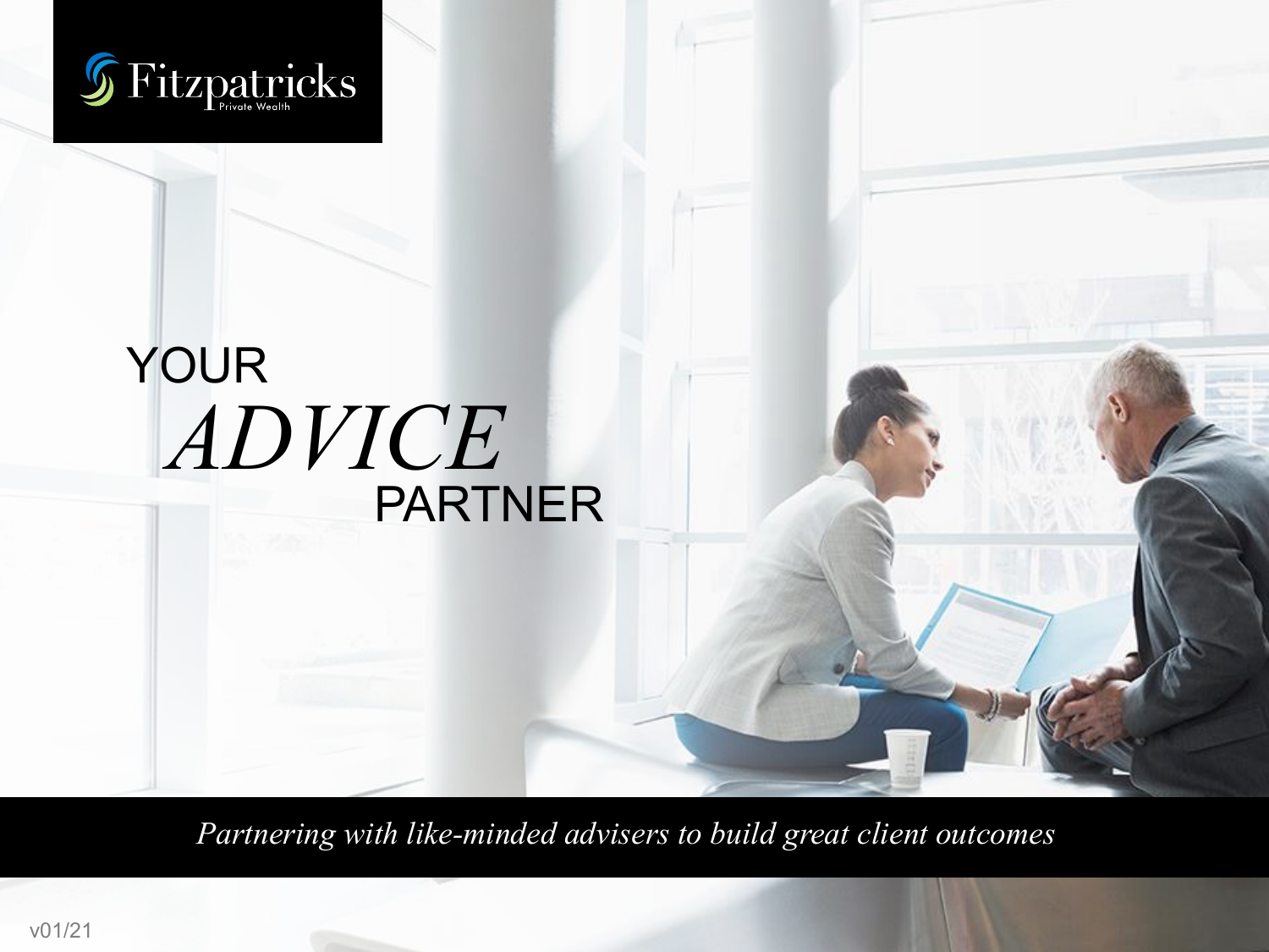Fitzpatricks
Private Wealth

# YOUR *ADVICE* PARTNER

*Partnering with like-minded advisers to build great client outcomes*

v01/21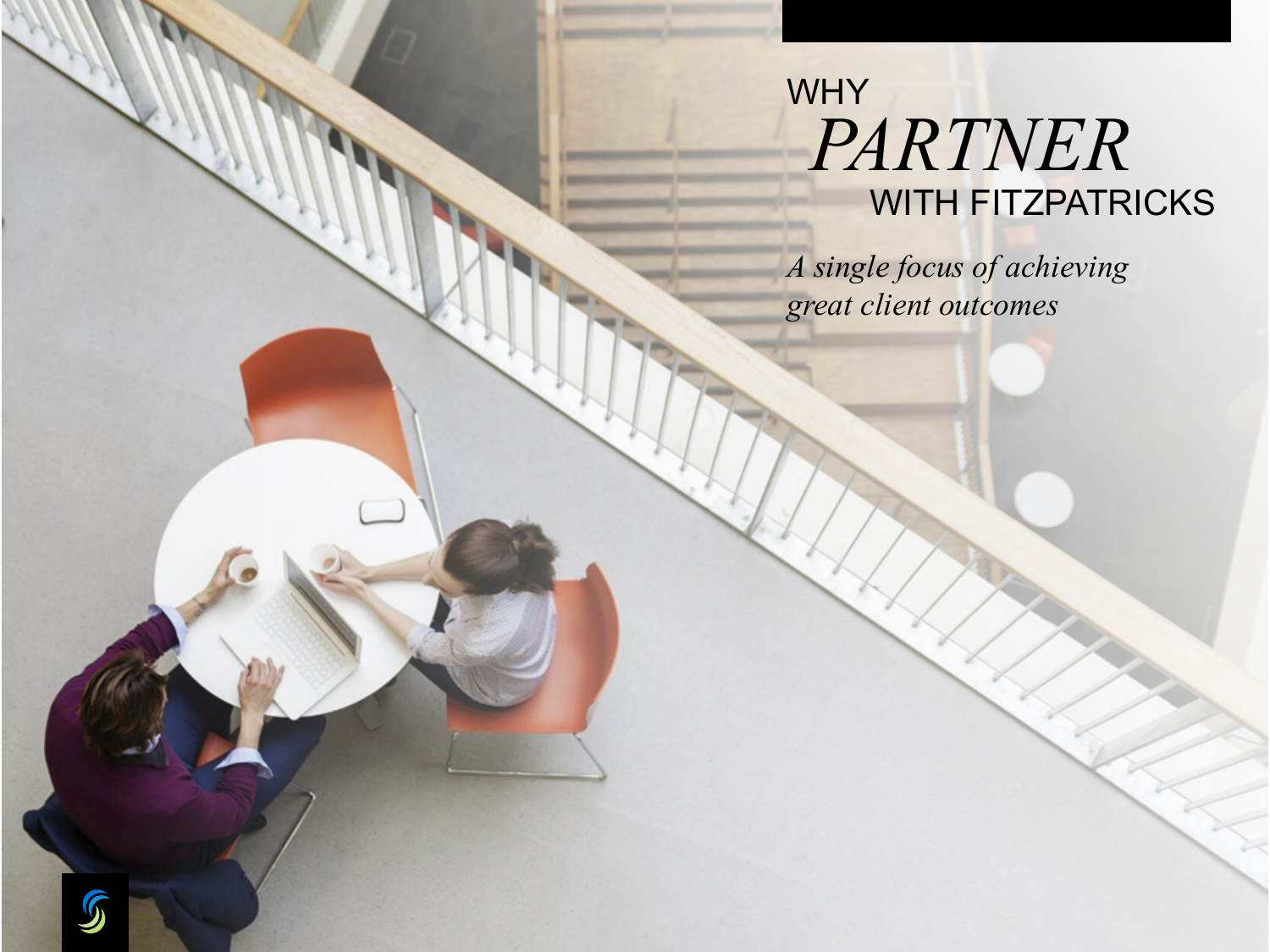# WHY *PARTNER* WITH FITZPATRICKS

*A single focus of achieving great client outcomes*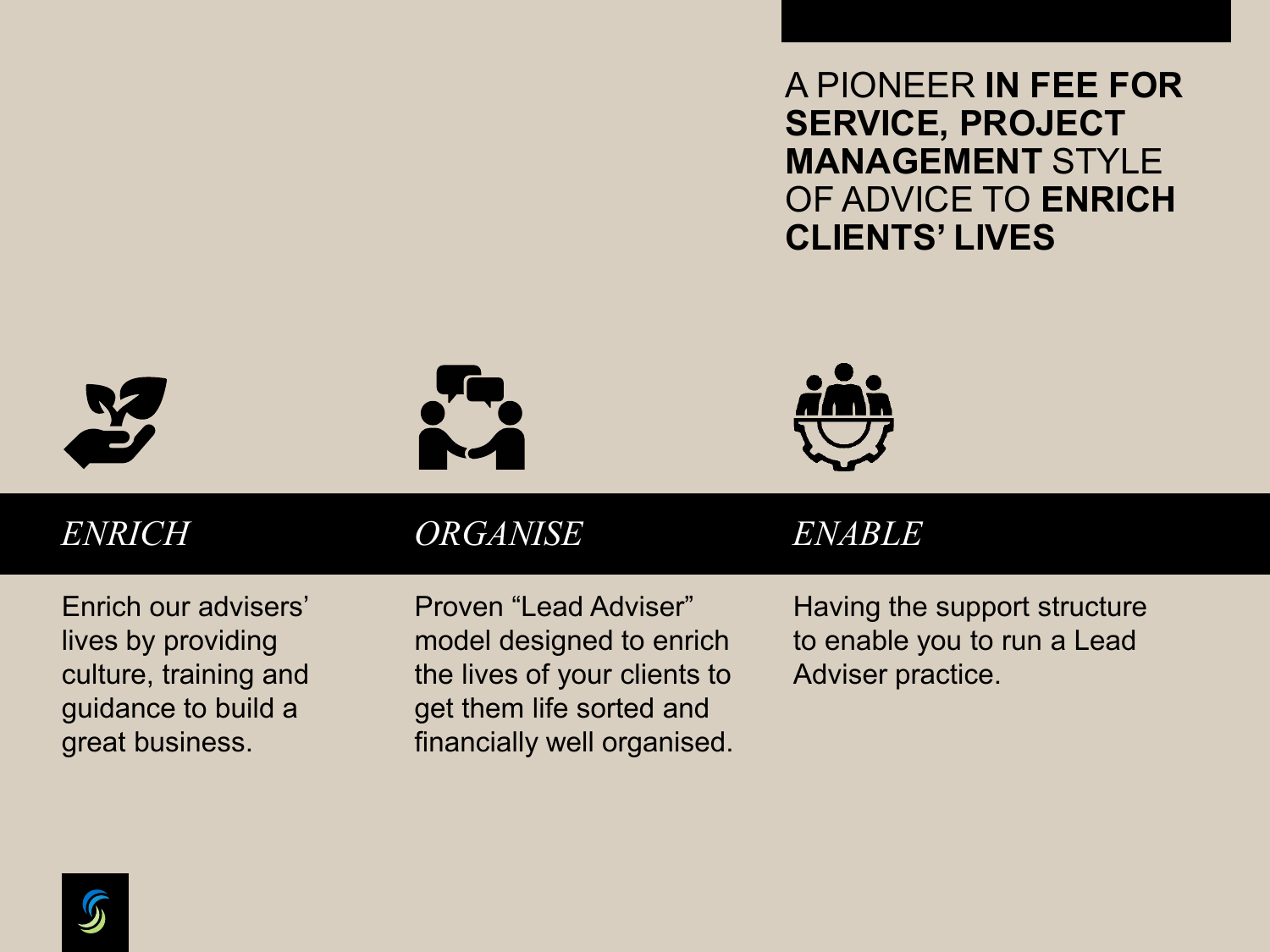A PIONEER **IN FEE FOR SERVICE, PROJECT MANAGEMENT** STYLE OF ADVICE TO **ENRICH CLIENTS' LIVES**

### *ENRICH*

Enrich our advisers' lives by providing culture, training and guidance to build a great business.

### *ORGANISE*

Proven "Lead Adviser" model designed to enrich the lives of your clients to get them life sorted and financially well organised.

### *ENABLE*

Having the support structure to enable you to run a Lead Adviser practice.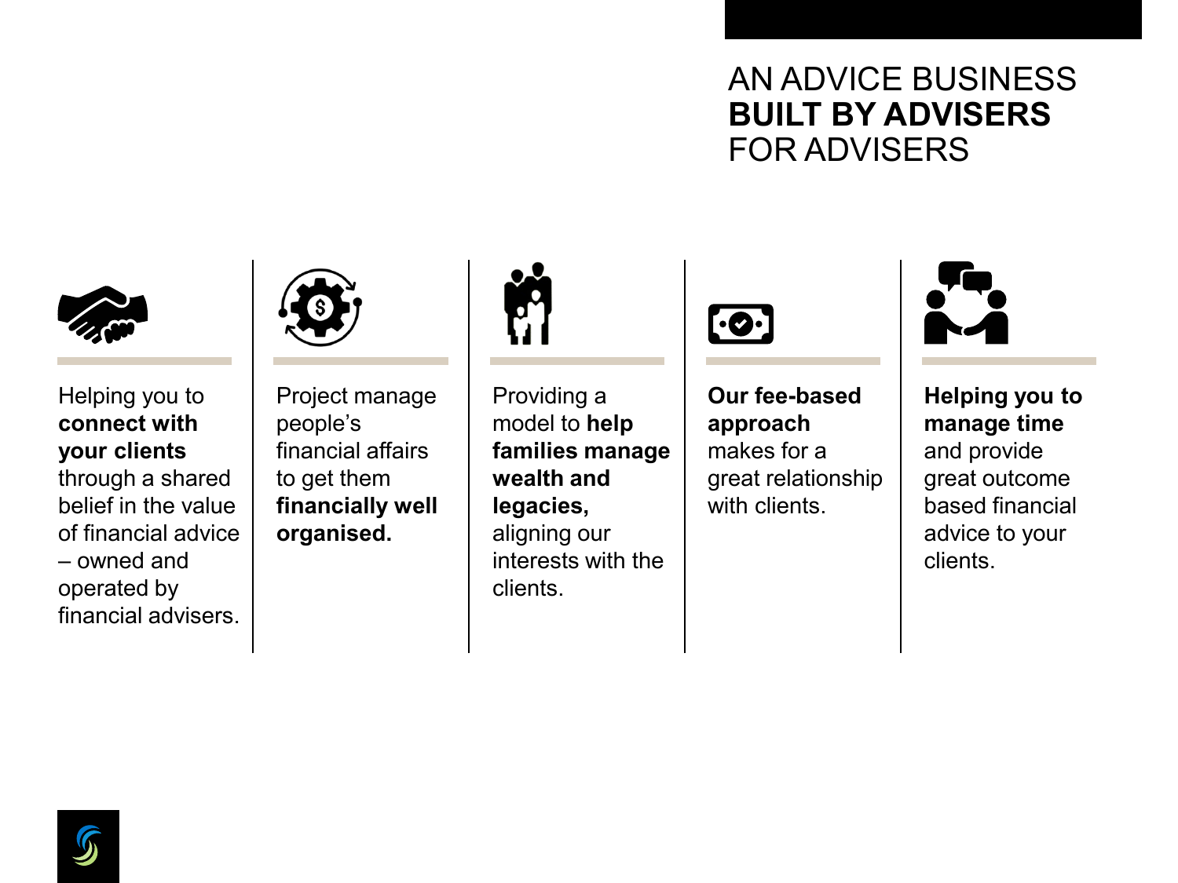# AN ADVICE BUSINESS **BUILT BY ADVISERS** FOR ADVISERS

Helping you to **connect with your clients** through a shared belief in the value of financial advice – owned and operated by financial advisers.

Project manage people's financial affairs to get them **financially well organised.**

Providing a model to **help families manage wealth and legacies,** aligning our interests with the clients.

**Our fee-based approach** makes for a great relationship with clients.

**Helping you to manage time** and provide great outcome based financial advice to your clients.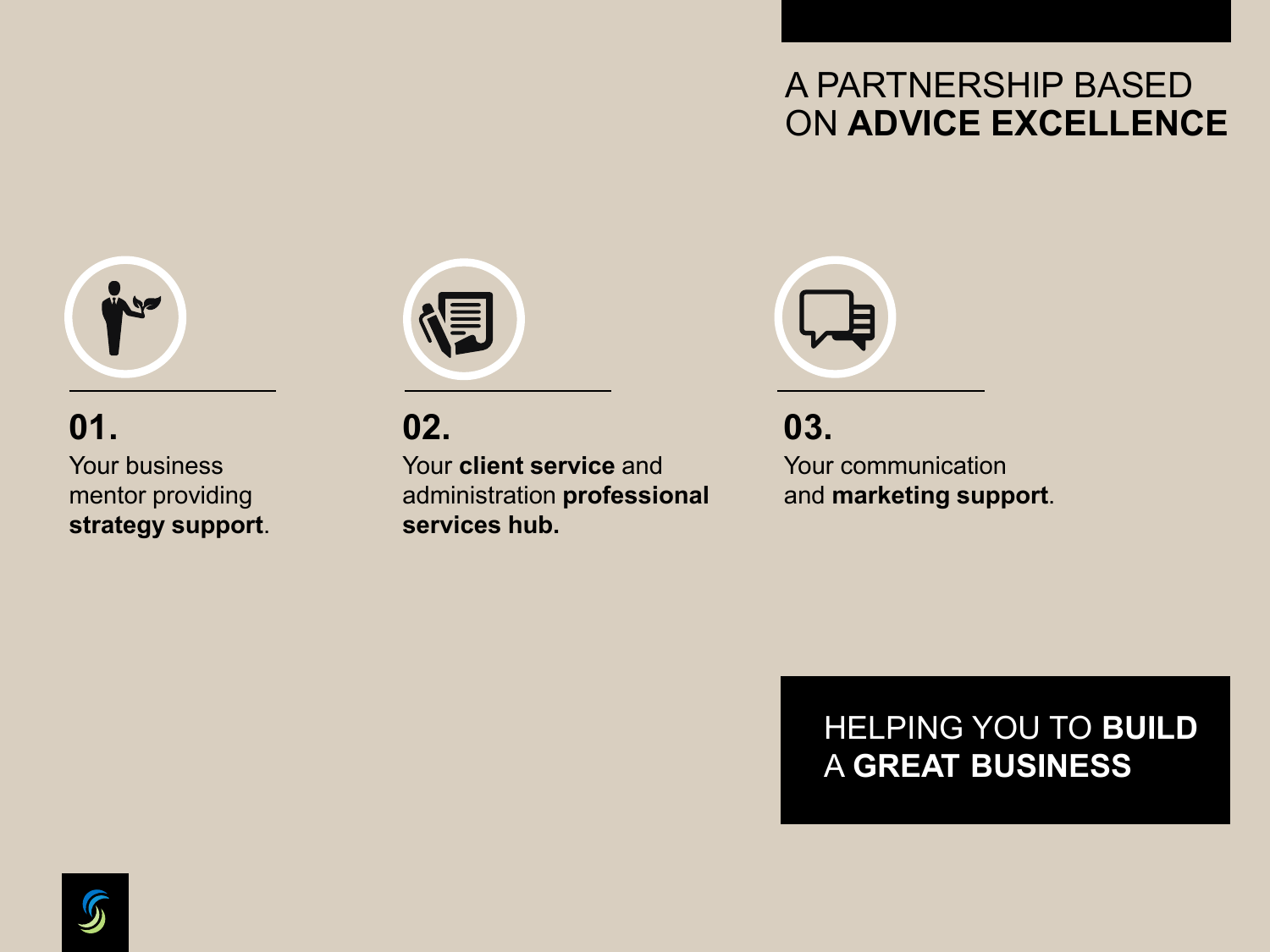# A PARTNERSHIP BASED ON **ADVICE EXCELLENCE**

**01.**

Your business mentor providing **strategy support**.

**02.**

Your **client service** and administration **professional services hub.**

**03.**

Your communication and **marketing support**.

HELPING YOU TO **BUILD** A **GREAT BUSINESS**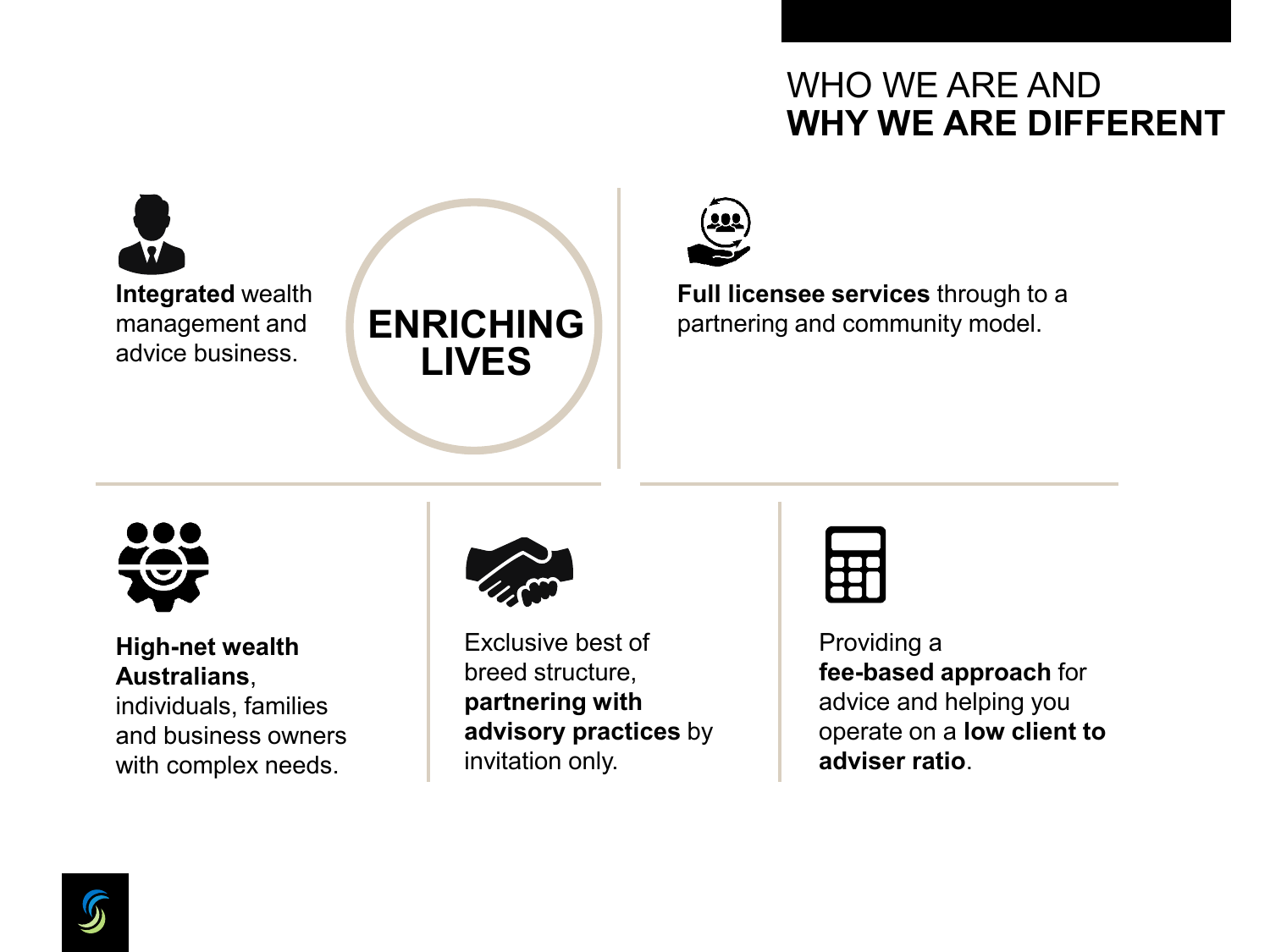# WHO WE ARE AND **WHY WE ARE DIFFERENT**

**ENRICHING LIVES**

**Integrated** wealth management and advice business.

**Full licensee services** through to a partnering and community model.

**High-net wealth Australians**, individuals, families and business owners with complex needs.

Exclusive best of breed structure, **partnering with advisory practices** by invitation only.

Providing a **fee-based approach** for advice and helping you operate on a **low client to adviser ratio**.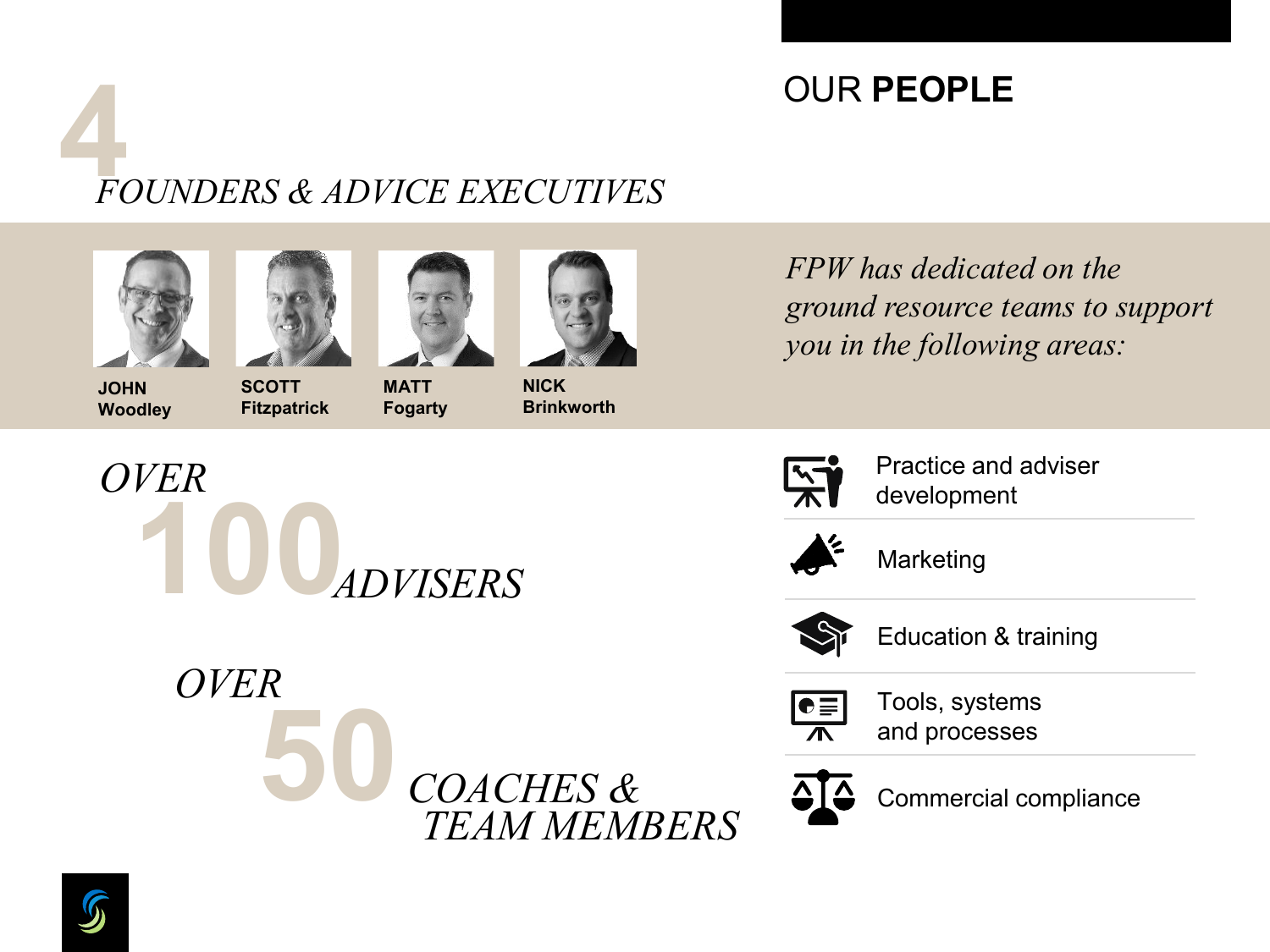# OUR **PEOPLE**

## 4 *FOUNDERS & ADVICE EXECUTIVES*

**JOHN Woodley**

**SCOTT Fitzpatrick**

**MATT Fogarty**

**NICK Brinkworth**

*OVER* **100** *ADVISERS*

*OVER* **50** *COACHES & TEAM MEMBERS*

*FPW has dedicated on the ground resource teams to support you in the following areas:*

- Practice and adviser development
- Marketing
- Education & training
- Tools, systems and processes
- Commercial compliance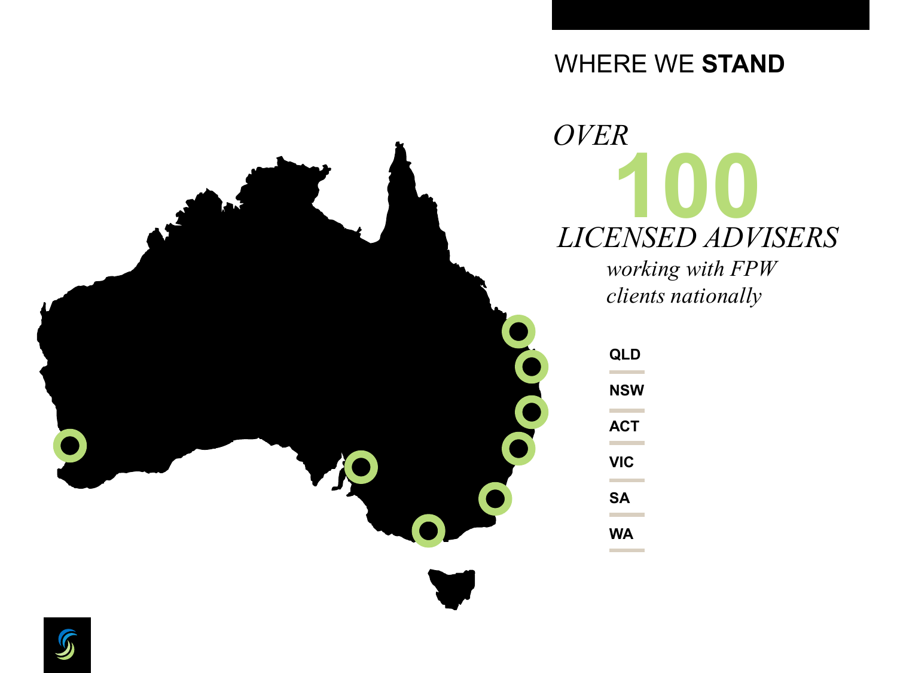## WHERE WE **STAND**

*OVER*

**100**

*LICENSED ADVISERS*

*working with FPW clients nationally*

- **QLD**
- **NSW**
- **ACT**
- **VIC**
- **SA**
- **WA**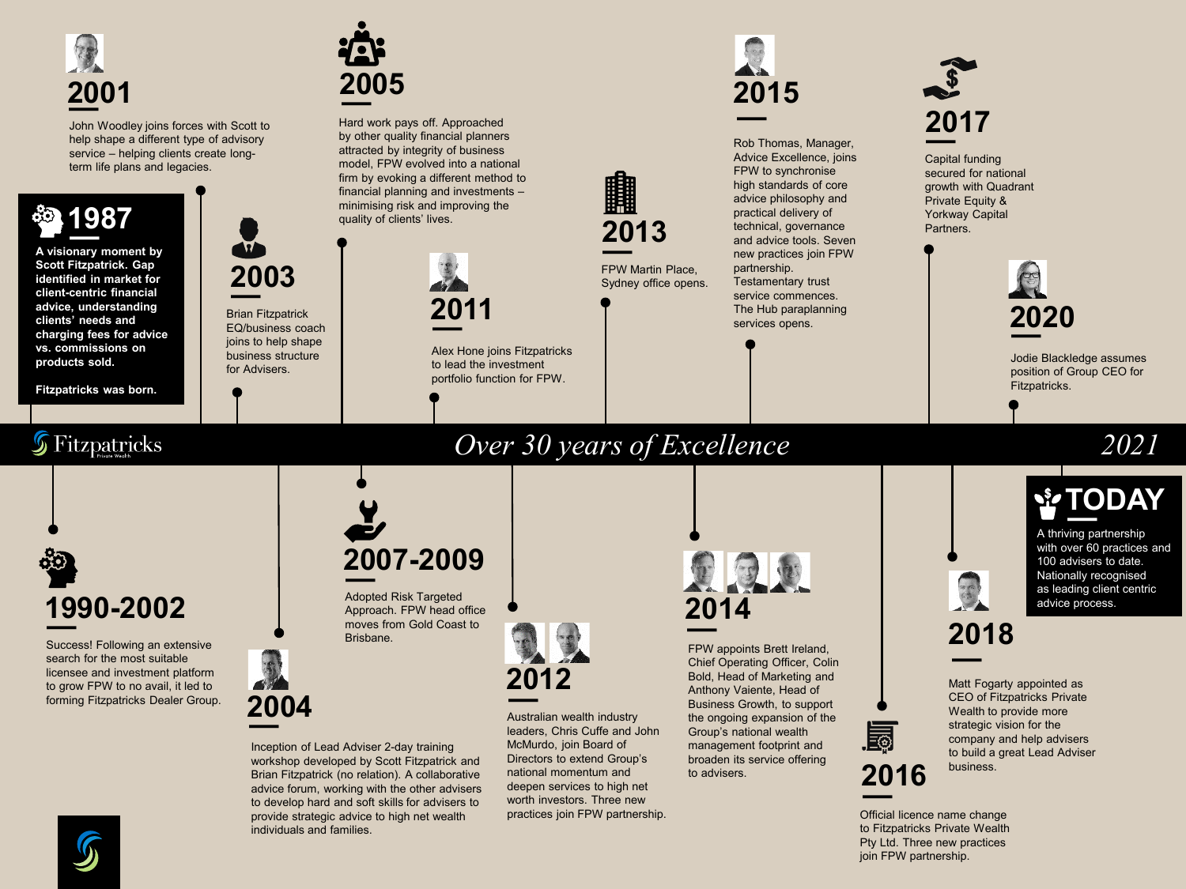# Over 30 years of Excellence

Fitzpatricks Private Wealth

2021

## 1987

**A visionary moment by Scott Fitzpatrick. Gap identified in market for client-centric financial advice, understanding clients' needs and charging fees for advice vs. commissions on products sold.**

**Fitzpatricks was born.**

## 1990-2002

Success! Following an extensive search for the most suitable licensee and investment platform to grow FPW to no avail, it led to forming Fitzpatricks Dealer Group.

## 2001

John Woodley joins forces with Scott to help shape a different type of advisory service – helping clients create long-term life plans and legacies.

## 2003

Brian Fitzpatrick EQ/business coach joins to help shape business structure for Advisers.

## 2004

Inception of Lead Adviser 2-day training workshop developed by Scott Fitzpatrick and Brian Fitzpatrick (no relation). A collaborative advice forum, working with the other advisers to develop hard and soft skills for advisers to provide strategic advice to high net wealth individuals and families.

## 2005

Hard work pays off. Approached by other quality financial planners attracted by integrity of business model, FPW evolved into a national firm by evoking a different method to financial planning and investments – minimising risk and improving the quality of clients' lives.

## 2007-2009

Adopted Risk Targeted Approach. FPW head office moves from Gold Coast to Brisbane.

## 2011

Alex Hone joins Fitzpatricks to lead the investment portfolio function for FPW.

## 2012

Australian wealth industry leaders, Chris Cuffe and John McMurdo, join Board of Directors to extend Group's national momentum and deepen services to high net worth investors. Three new practices join FPW partnership.

## 2013

FPW Martin Place, Sydney office opens.

## 2014

FPW appoints Brett Ireland, Chief Operating Officer, Colin Bold, Head of Marketing and Anthony Vaiente, Head of Business Growth, to support the ongoing expansion of the Group's national wealth management footprint and broaden its service offering to advisers.

## 2015

Rob Thomas, Manager, Advice Excellence, joins FPW to synchronise high standards of core advice philosophy and practical delivery of technical, governance and advice tools. Seven new practices join FPW partnership. Testamentary trust service commences. The Hub paraplanning services opens.

## 2016

Official licence name change to Fitzpatricks Private Wealth Pty Ltd. Three new practices join FPW partnership.

## 2017

Capital funding secured for national growth with Quadrant Private Equity & Yorkway Capital Partners.

## 2018

Matt Fogarty appointed as CEO of Fitzpatricks Private Wealth to provide more strategic vision for the company and help advisers to build a great Lead Adviser business.

## 2020

Jodie Blackledge assumes position of Group CEO for Fitzpatricks.

## TODAY

A thriving partnership with over 60 practices and 100 advisers to date. Nationally recognised as leading client centric advice process.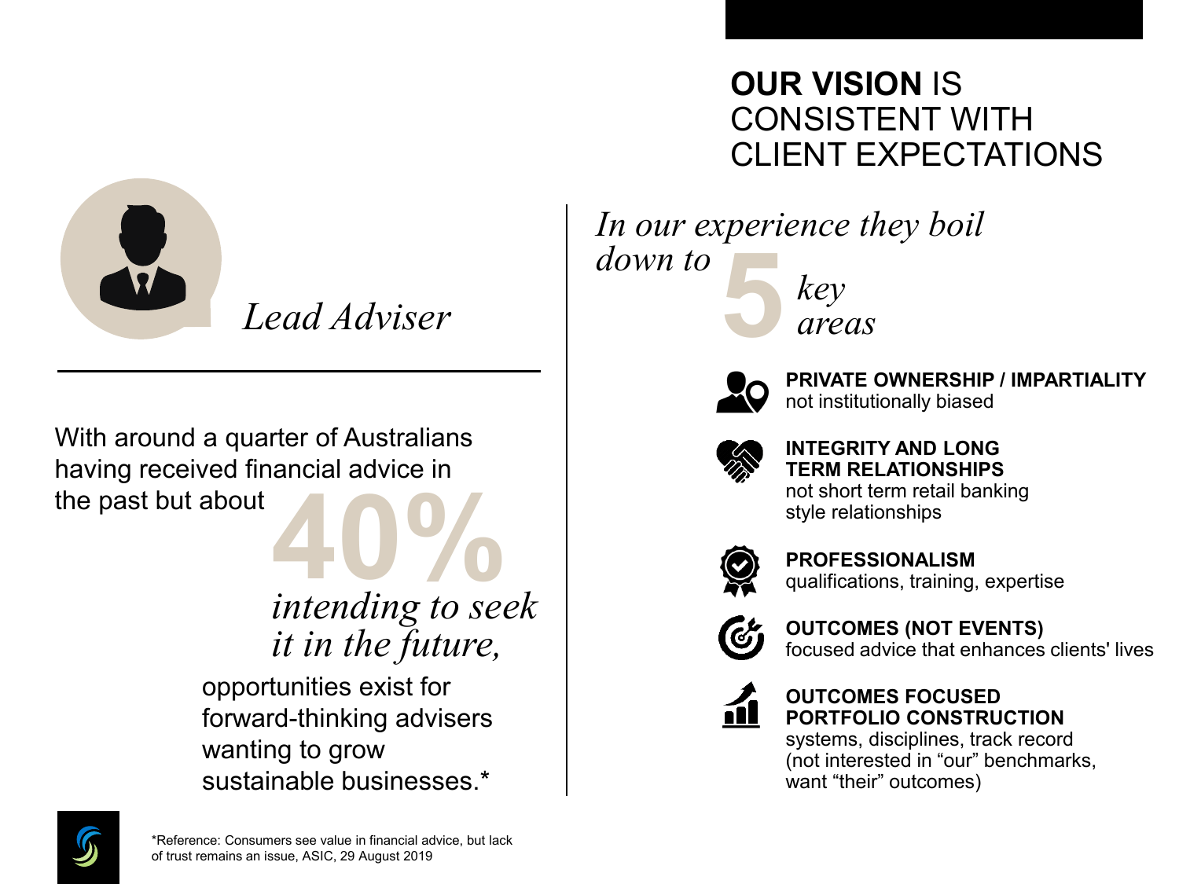*Lead Adviser*

With around a quarter of Australians having received financial advice in the past but about **40%** *intending to seek it in the future,* opportunities exist for forward-thinking advisers wanting to grow sustainable businesses.*

# OUR VISION IS CONSISTENT WITH CLIENT EXPECTATIONS

*In our experience they boil down to* **5** *key areas*

**PRIVATE OWNERSHIP / IMPARTIALITY**
not institutionally biased

**INTEGRITY AND LONG TERM RELATIONSHIPS**
not short term retail banking style relationships

**PROFESSIONALISM**
qualifications, training, expertise

**OUTCOMES (NOT EVENTS)**
focused advice that enhances clients' lives

**OUTCOMES FOCUSED PORTFOLIO CONSTRUCTION**
systems, disciplines, track record (not interested in “our” benchmarks, want “their” outcomes)

*Reference: Consumers see value in financial advice, but lack of trust remains an issue, ASIC, 29 August 2019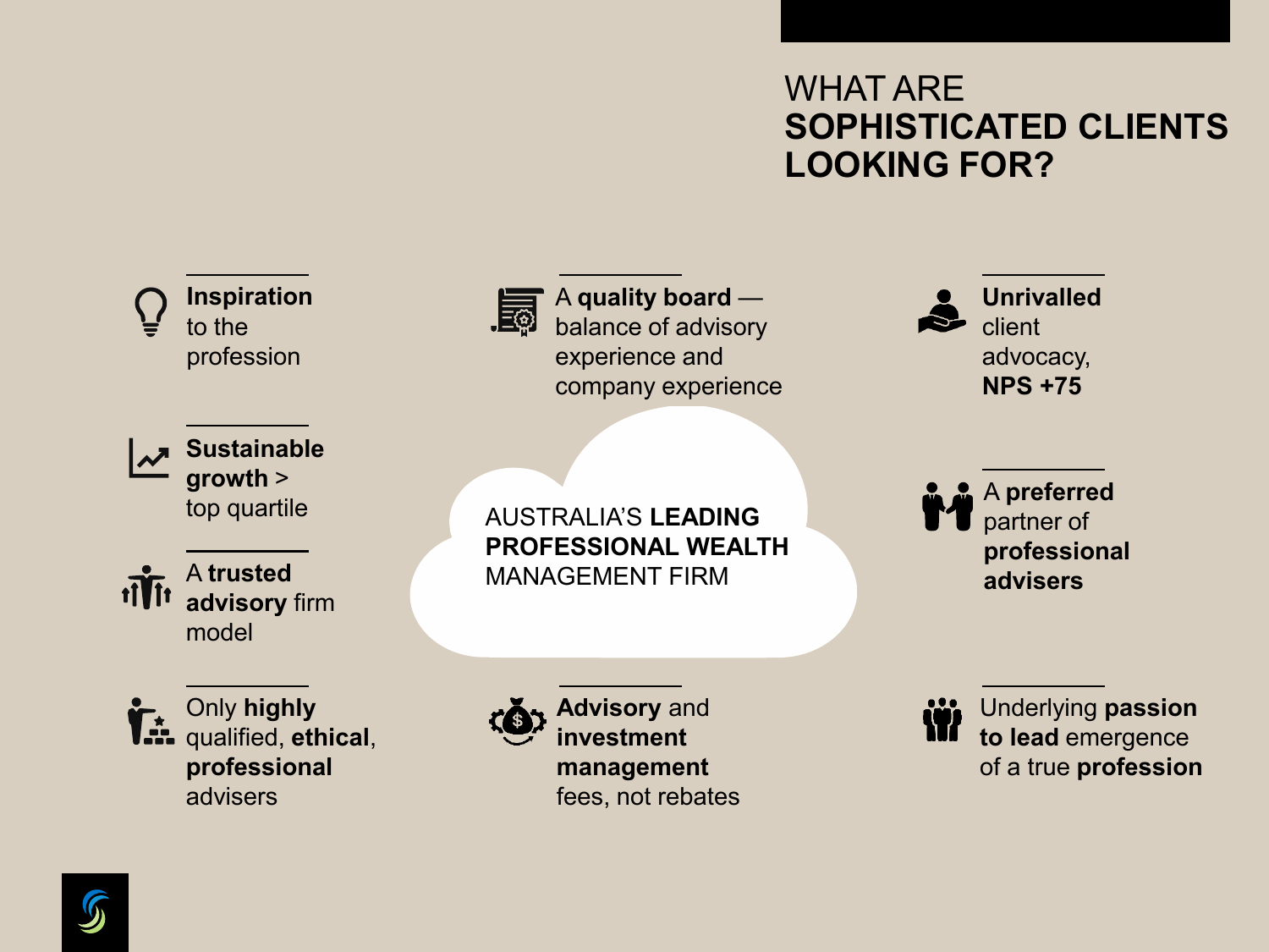# WHAT ARE **SOPHISTICATED CLIENTS LOOKING FOR?**

AUSTRALIA'S **LEADING PROFESSIONAL WEALTH** MANAGEMENT FIRM

- **Inspiration** to the profession
- A **quality board** — balance of advisory experience and company experience
- **Unrivalled** client advocacy, **NPS +75**
- **Sustainable growth** > top quartile
- A **trusted advisory** firm model
- A **preferred** partner of **professional advisers**
- Only **highly** qualified, **ethical**, **professional** advisers
- **Advisory** and **investment management** fees, not rebates
- Underlying **passion to lead** emergence of a true **profession**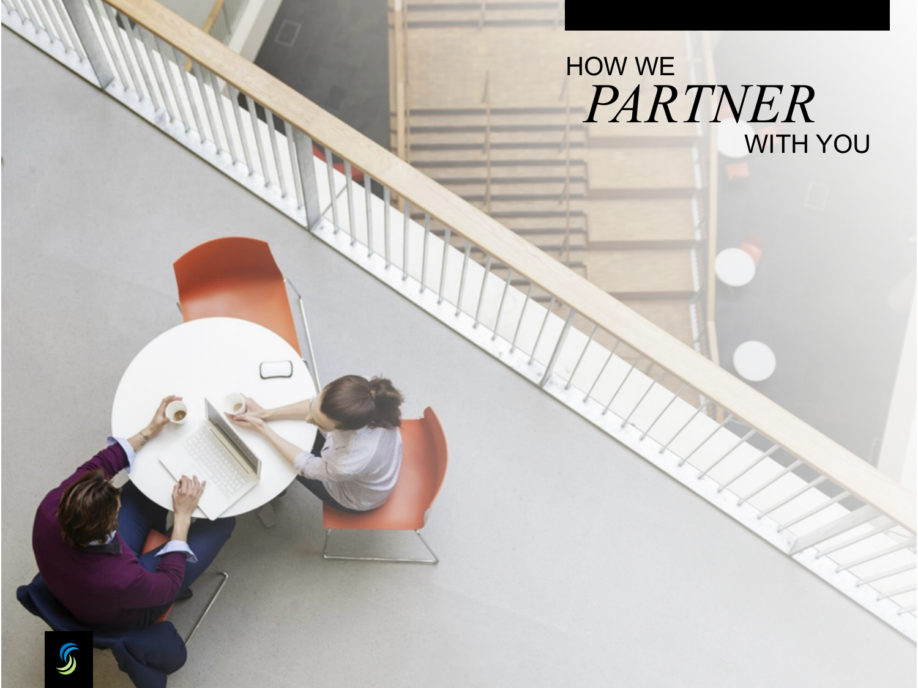# HOW WE *PARTNER* WITH YOU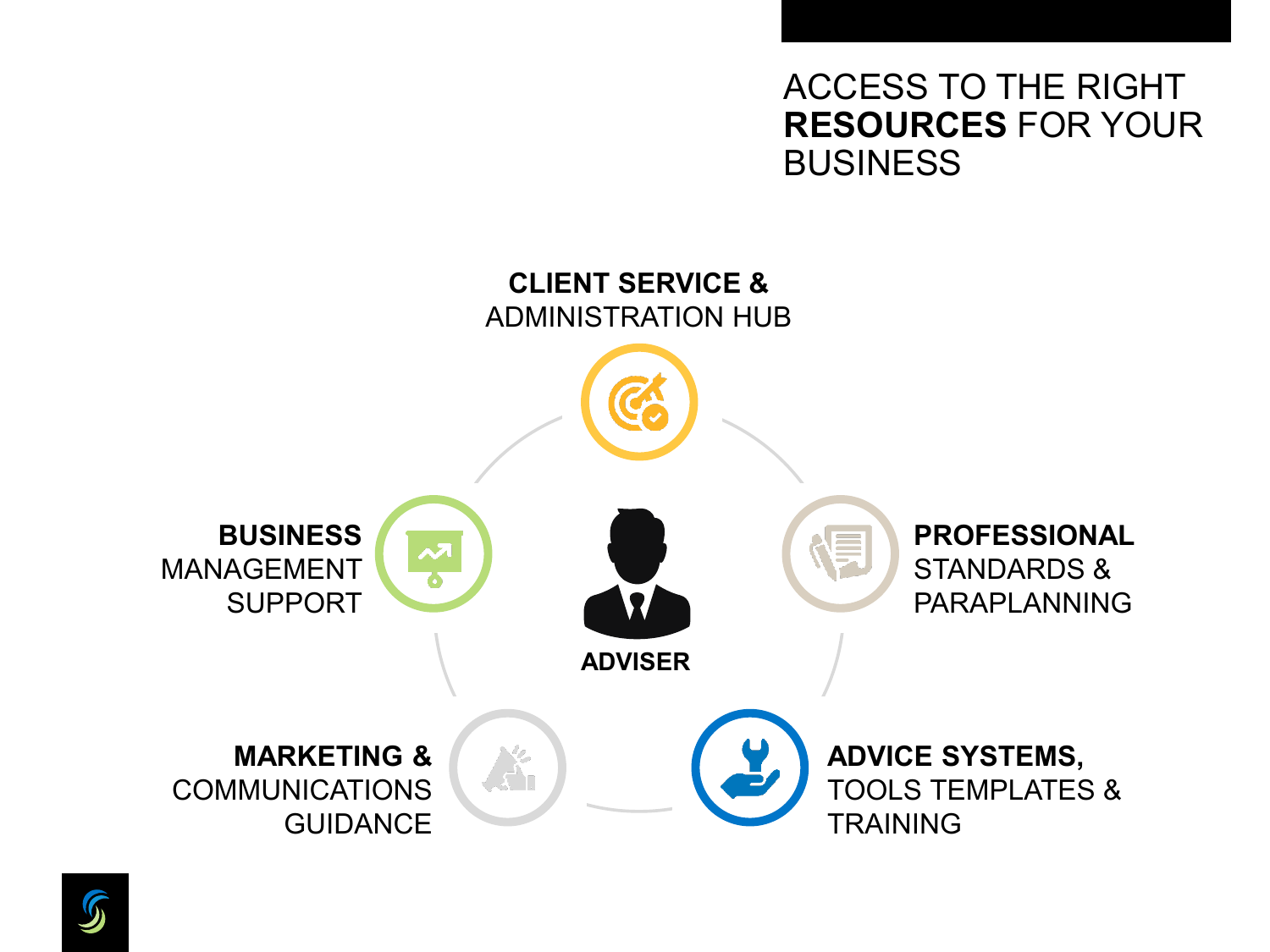# ACCESS TO THE RIGHT **RESOURCES** FOR YOUR BUSINESS

**CLIENT SERVICE &** ADMINISTRATION HUB

**BUSINESS** MANAGEMENT SUPPORT

**PROFESSIONAL** STANDARDS & PARAPLANNING

**ADVISER**

**MARKETING &** COMMUNICATIONS GUIDANCE

**ADVICE SYSTEMS,** TOOLS TEMPLATES & TRAINING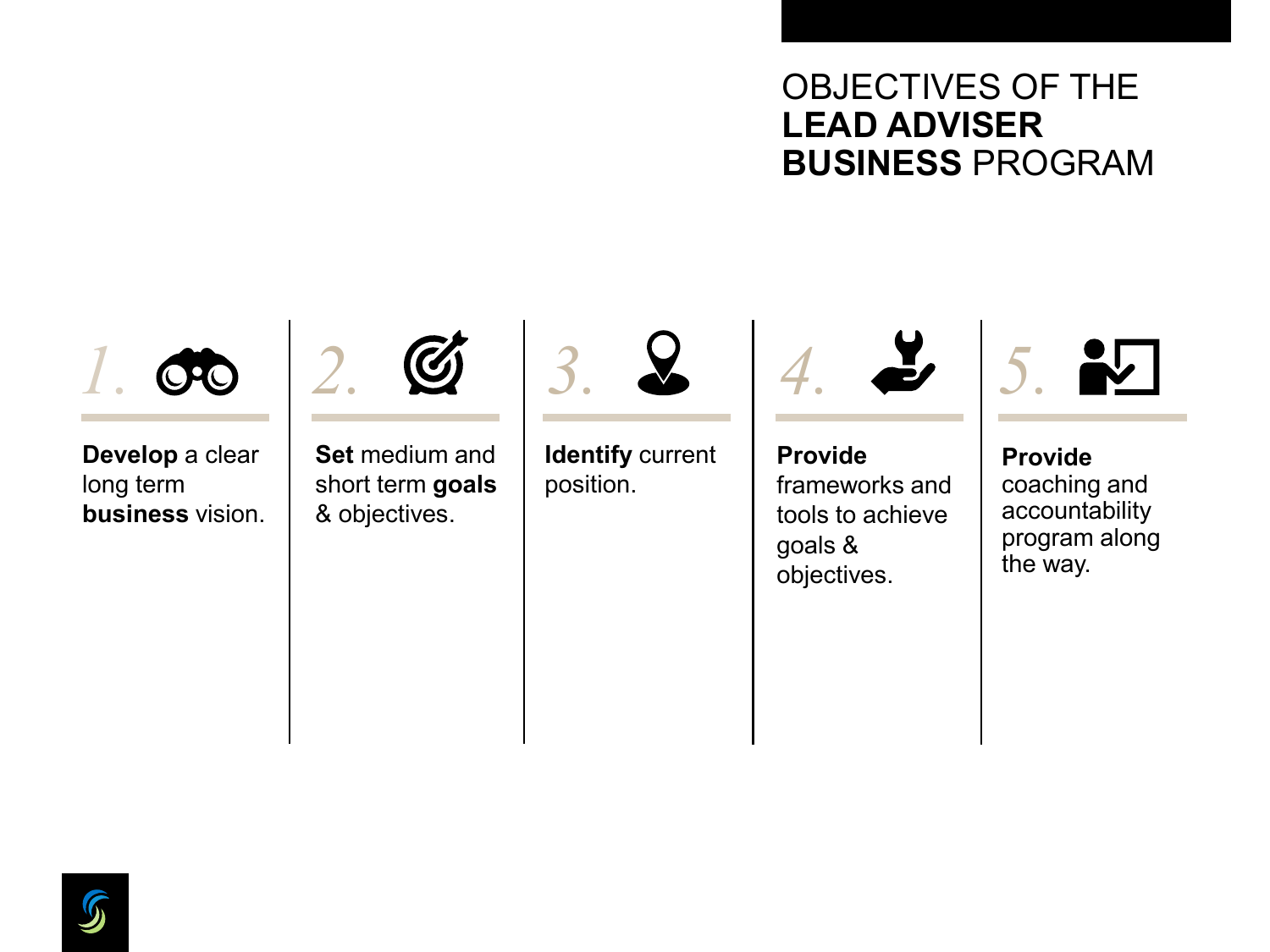# OBJECTIVES OF THE **LEAD ADVISER BUSINESS** PROGRAM

1. **Develop** a clear long term **business** vision.

2. **Set** medium and short term **goals** & objectives.

3. **Identify** current position.

4. **Provide** frameworks and tools to achieve goals & objectives.

5. **Provide** coaching and accountability program along the way.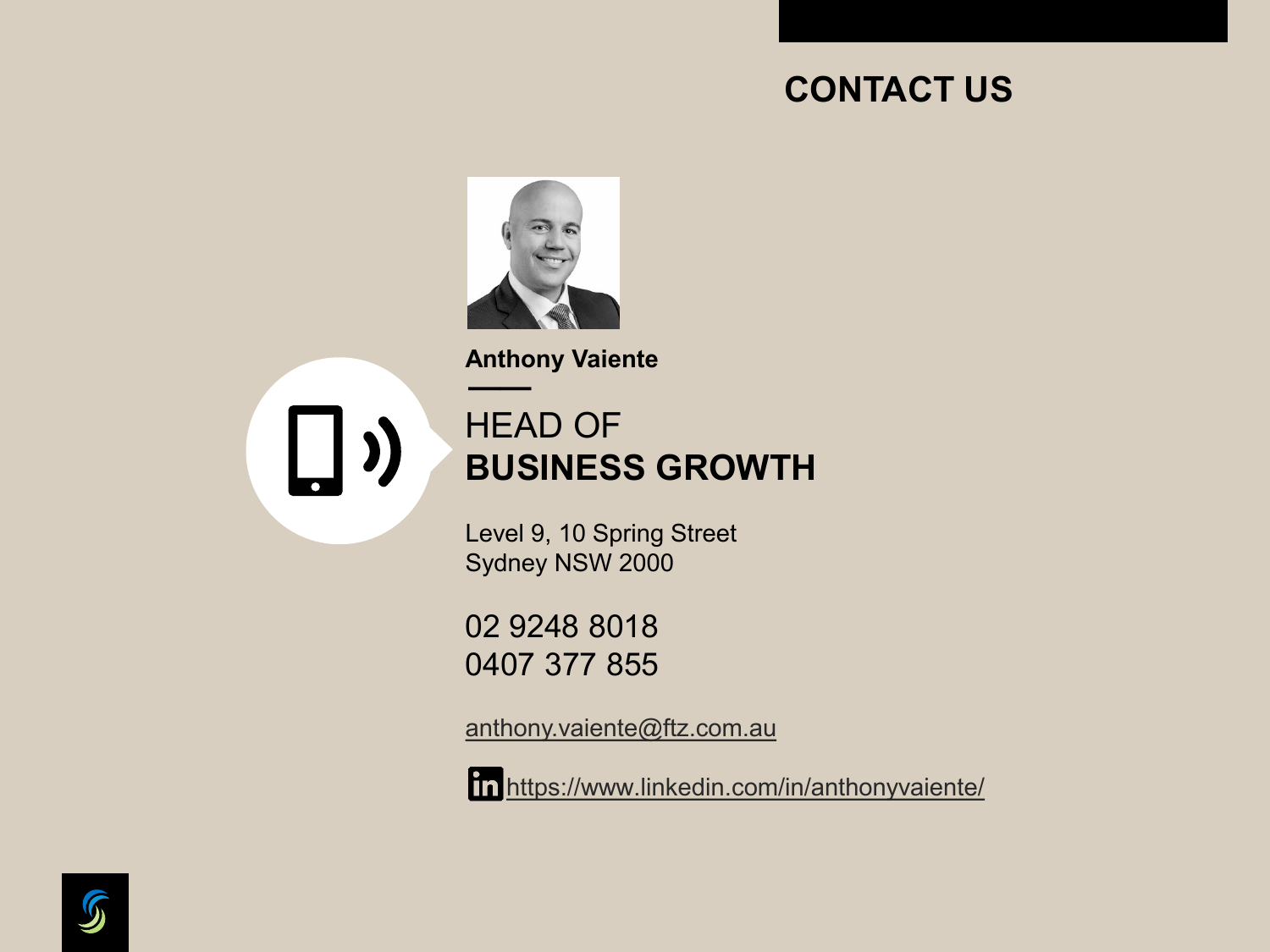# CONTACT US

**Anthony Vaiente**

HEAD OF
**BUSINESS GROWTH**

Level 9, 10 Spring Street
Sydney NSW 2000

02 9248 8018
0407 377 855

anthony.vaiente@ftz.com.au

https://www.linkedin.com/in/anthonyvaiente/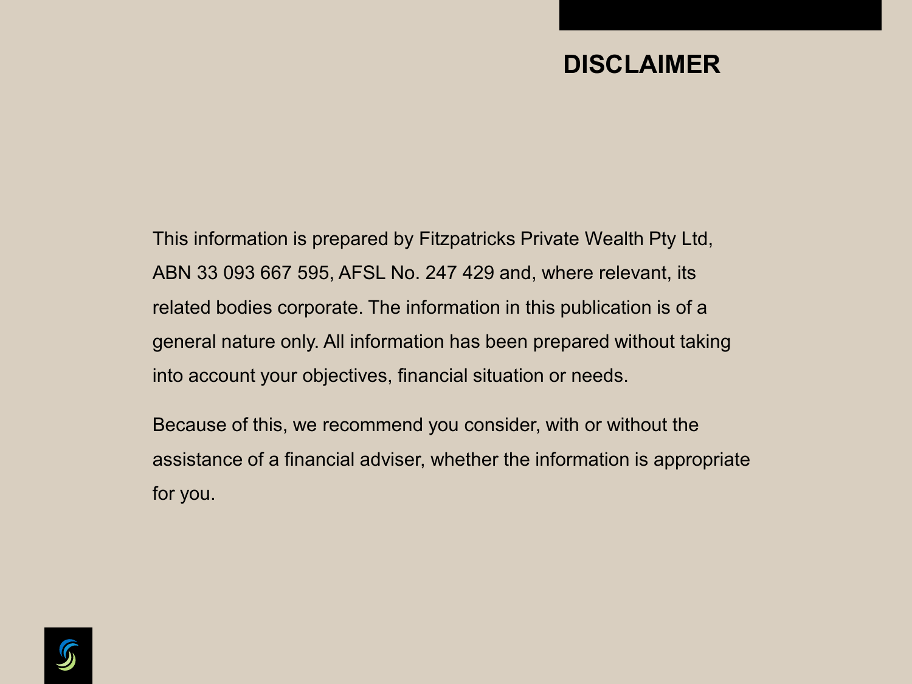# DISCLAIMER

This information is prepared by Fitzpatricks Private Wealth Pty Ltd, ABN 33 093 667 595, AFSL No. 247 429 and, where relevant, its related bodies corporate. The information in this publication is of a general nature only. All information has been prepared without taking into account your objectives, financial situation or needs.

Because of this, we recommend you consider, with or without the assistance of a financial adviser, whether the information is appropriate for you.